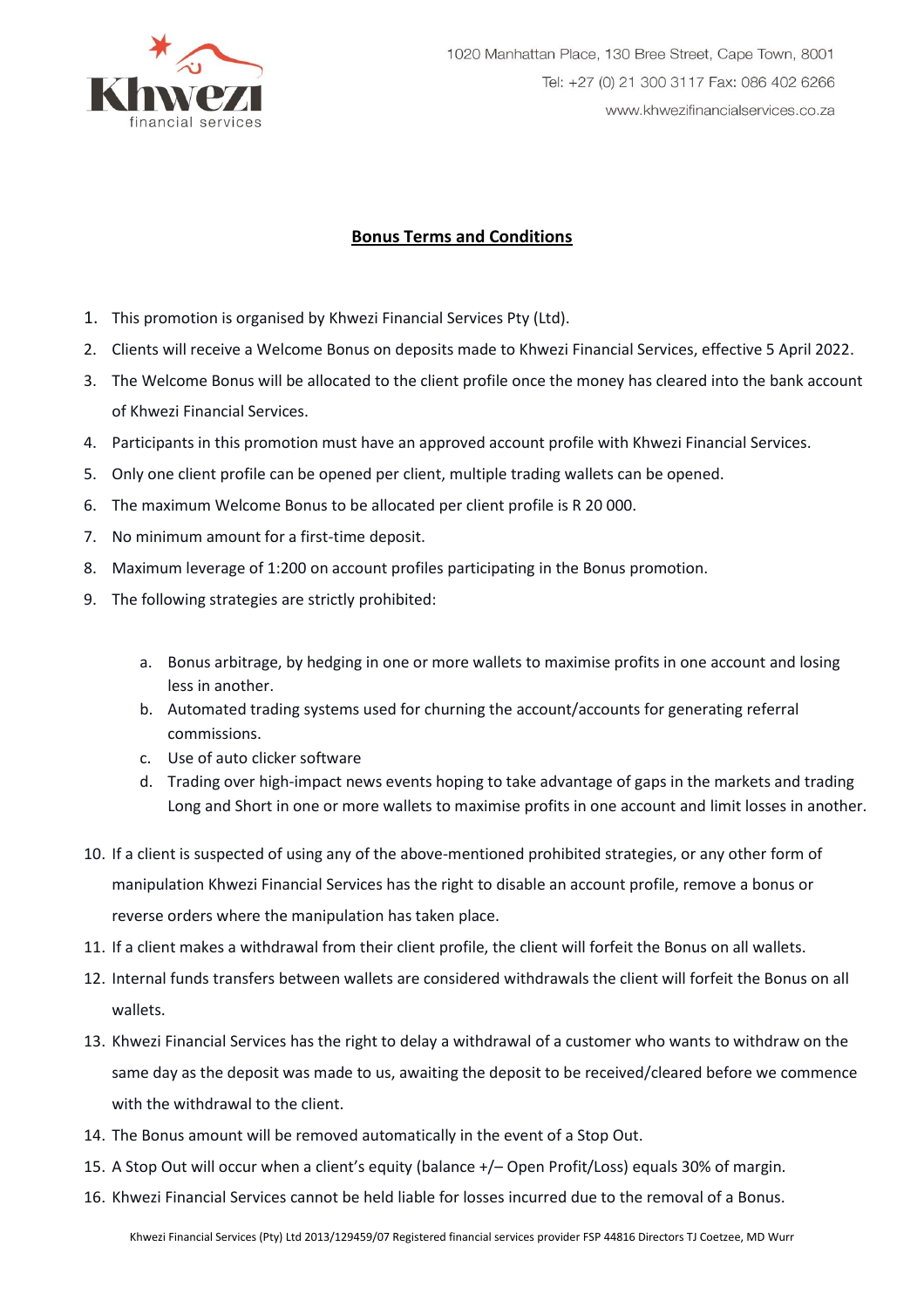1020 Manhattan Place, 130 Bree Street, Cape Town, 8001
Tel: +27 (0) 21 300 3117 Fax: 086 402 6266
www.khwezifinancialservices.co.za

# Bonus Terms and Conditions

1. This promotion is organised by Khwezi Financial Services Pty (Ltd).
2. Clients will receive a Welcome Bonus on deposits made to Khwezi Financial Services, effective 5 April 2022.
3. The Welcome Bonus will be allocated to the client profile once the money has cleared into the bank account of Khwezi Financial Services.
4. Participants in this promotion must have an approved account profile with Khwezi Financial Services.
5. Only one client profile can be opened per client, multiple trading wallets can be opened.
6. The maximum Welcome Bonus to be allocated per client profile is R 20 000.
7. No minimum amount for a first-time deposit.
8. Maximum leverage of 1:200 on account profiles participating in the Bonus promotion.
9. The following strategies are strictly prohibited:

   a. Bonus arbitrage, by hedging in one or more wallets to maximise profits in one account and losing less in another.
   b. Automated trading systems used for churning the account/accounts for generating referral commissions.
   c. Use of auto clicker software
   d. Trading over high-impact news events hoping to take advantage of gaps in the markets and trading Long and Short in one or more wallets to maximise profits in one account and limit losses in another.

10. If a client is suspected of using any of the above-mentioned prohibited strategies, or any other form of manipulation Khwezi Financial Services has the right to disable an account profile, remove a bonus or reverse orders where the manipulation has taken place.
11. If a client makes a withdrawal from their client profile, the client will forfeit the Bonus on all wallets.
12. Internal funds transfers between wallets are considered withdrawals the client will forfeit the Bonus on all wallets.
13. Khwezi Financial Services has the right to delay a withdrawal of a customer who wants to withdraw on the same day as the deposit was made to us, awaiting the deposit to be received/cleared before we commence with the withdrawal to the client.
14. The Bonus amount will be removed automatically in the event of a Stop Out.
15. A Stop Out will occur when a client's equity (balance +/– Open Profit/Loss) equals 30% of margin.
16. Khwezi Financial Services cannot be held liable for losses incurred due to the removal of a Bonus.

Khwezi Financial Services (Pty) Ltd 2013/129459/07 Registered financial services provider FSP 44816 Directors TJ Coetzee, MD Wurr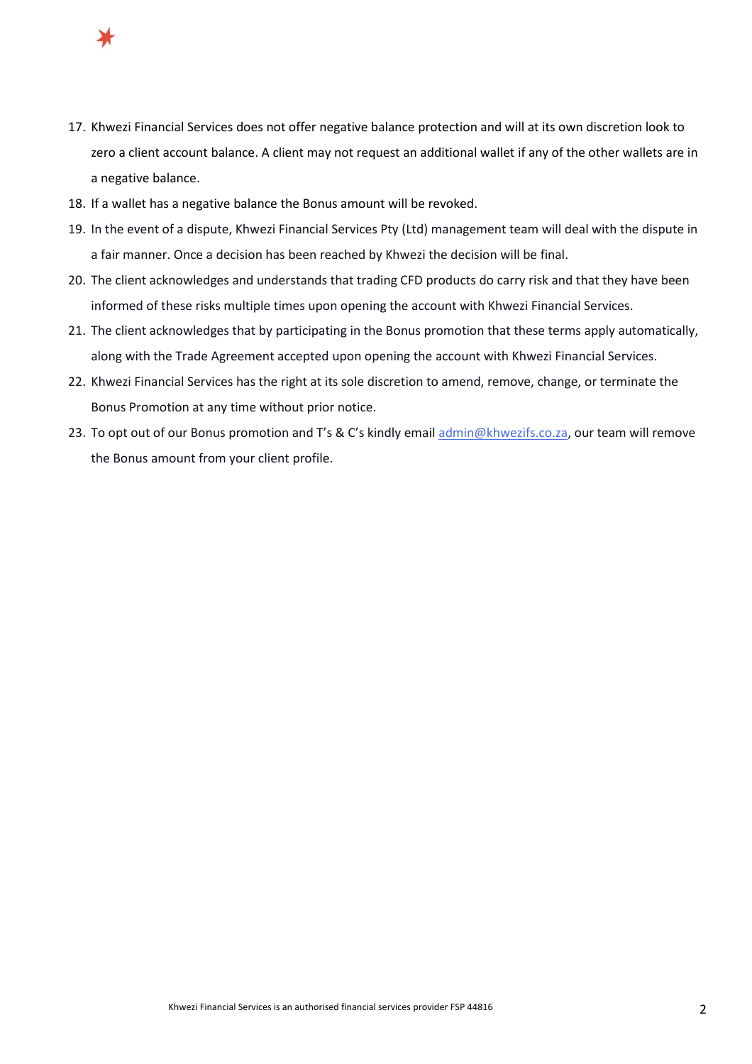17. Khwezi Financial Services does not offer negative balance protection and will at its own discretion look to zero a client account balance. A client may not request an additional wallet if any of the other wallets are in a negative balance.
18. If a wallet has a negative balance the Bonus amount will be revoked.
19. In the event of a dispute, Khwezi Financial Services Pty (Ltd) management team will deal with the dispute in a fair manner. Once a decision has been reached by Khwezi the decision will be final.
20. The client acknowledges and understands that trading CFD products do carry risk and that they have been informed of these risks multiple times upon opening the account with Khwezi Financial Services.
21. The client acknowledges that by participating in the Bonus promotion that these terms apply automatically, along with the Trade Agreement accepted upon opening the account with Khwezi Financial Services.
22. Khwezi Financial Services has the right at its sole discretion to amend, remove, change, or terminate the Bonus Promotion at any time without prior notice.
23. To opt out of our Bonus promotion and T's & C's kindly email admin@khwezifs.co.za, our team will remove the Bonus amount from your client profile.

Khwezi Financial Services is an authorised financial services provider FSP 44816